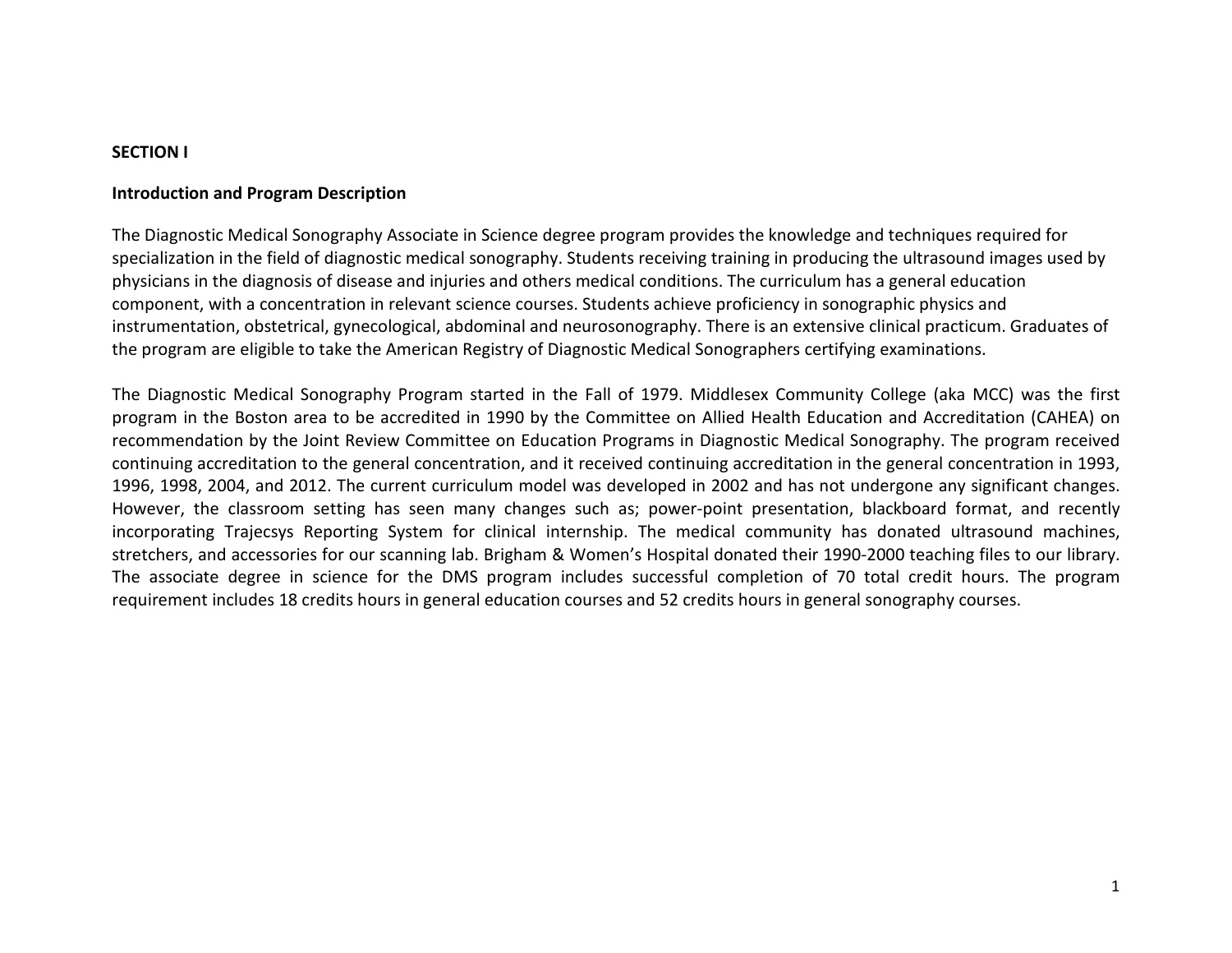**SECTION I**

**Introduction and Program Description**

The Diagnostic Medical Sonography Associate in Science degree program provides the knowledge and techniques required for specialization in the field of diagnostic medical sonography. Students receiving training in producing the ultrasound images used by physicians in the diagnosis of disease and injuries and others medical conditions. The curriculum has a general education component, with a concentration in relevant science courses. Students achieve proficiency in sonographic physics and instrumentation, obstetrical, gynecological, abdominal and neurosonography. There is an extensive clinical practicum. Graduates of the program are eligible to take the American Registry of Diagnostic Medical Sonographers certifying examinations.

The Diagnostic Medical Sonography Program started in the Fall of 1979. Middlesex Community College (aka MCC) was the first program in the Boston area to be accredited in 1990 by the Committee on Allied Health Education and Accreditation (CAHEA) on recommendation by the Joint Review Committee on Education Programs in Diagnostic Medical Sonography. The program received continuing accreditation to the general concentration, and it received continuing accreditation in the general concentration in 1993, 1996, 1998, 2004, and 2012. The current curriculum model was developed in 2002 and has not undergone any significant changes. However, the classroom setting has seen many changes such as; power-point presentation, blackboard format, and recently incorporating Trajecsys Reporting System for clinical internship. The medical community has donated ultrasound machines, stretchers, and accessories for our scanning lab. Brigham & Women's Hospital donated their 1990-2000 teaching files to our library. The associate degree in science for the DMS program includes successful completion of 70 total credit hours. The program requirement includes 18 credits hours in general education courses and 52 credits hours in general sonography courses.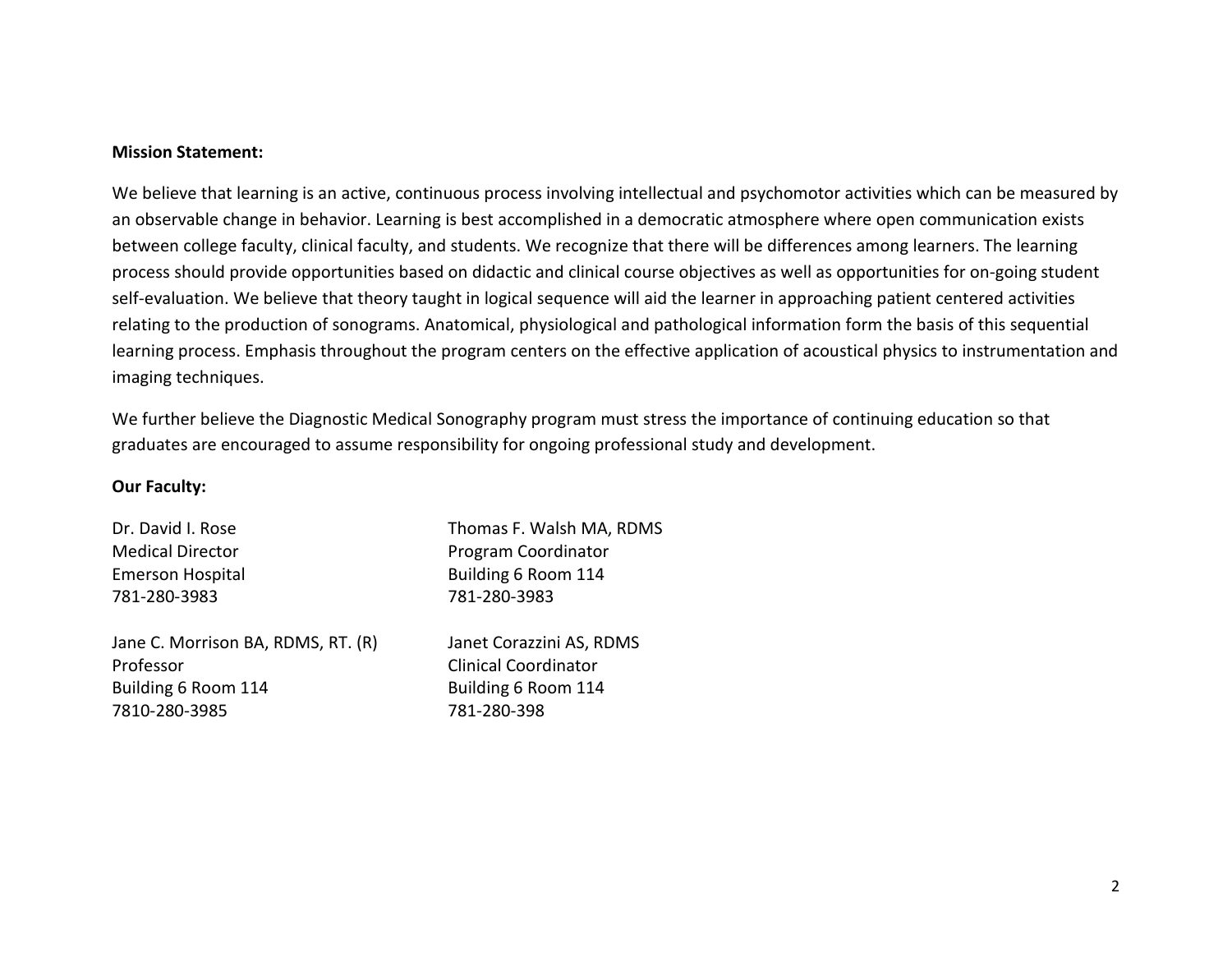**Mission Statement:**

We believe that learning is an active, continuous process involving intellectual and psychomotor activities which can be measured by an observable change in behavior. Learning is best accomplished in a democratic atmosphere where open communication exists between college faculty, clinical faculty, and students. We recognize that there will be differences among learners. The learning process should provide opportunities based on didactic and clinical course objectives as well as opportunities for on-going student self-evaluation. We believe that theory taught in logical sequence will aid the learner in approaching patient centered activities relating to the production of sonograms. Anatomical, physiological and pathological information form the basis of this sequential learning process. Emphasis throughout the program centers on the effective application of acoustical physics to instrumentation and imaging techniques.

We further believe the Diagnostic Medical Sonography program must stress the importance of continuing education so that graduates are encouraged to assume responsibility for ongoing professional study and development.

**Our Faculty:**

Dr. David I. Rose
Medical Director
Emerson Hospital
781-280-3983

Thomas F. Walsh MA, RDMS
Program Coordinator
Building 6 Room 114
781-280-3983

Jane C. Morrison BA, RDMS, RT. (R)
Professor
Building 6 Room 114
7810-280-3985

Janet Corazzini AS, RDMS
Clinical Coordinator
Building 6 Room 114
781-280-398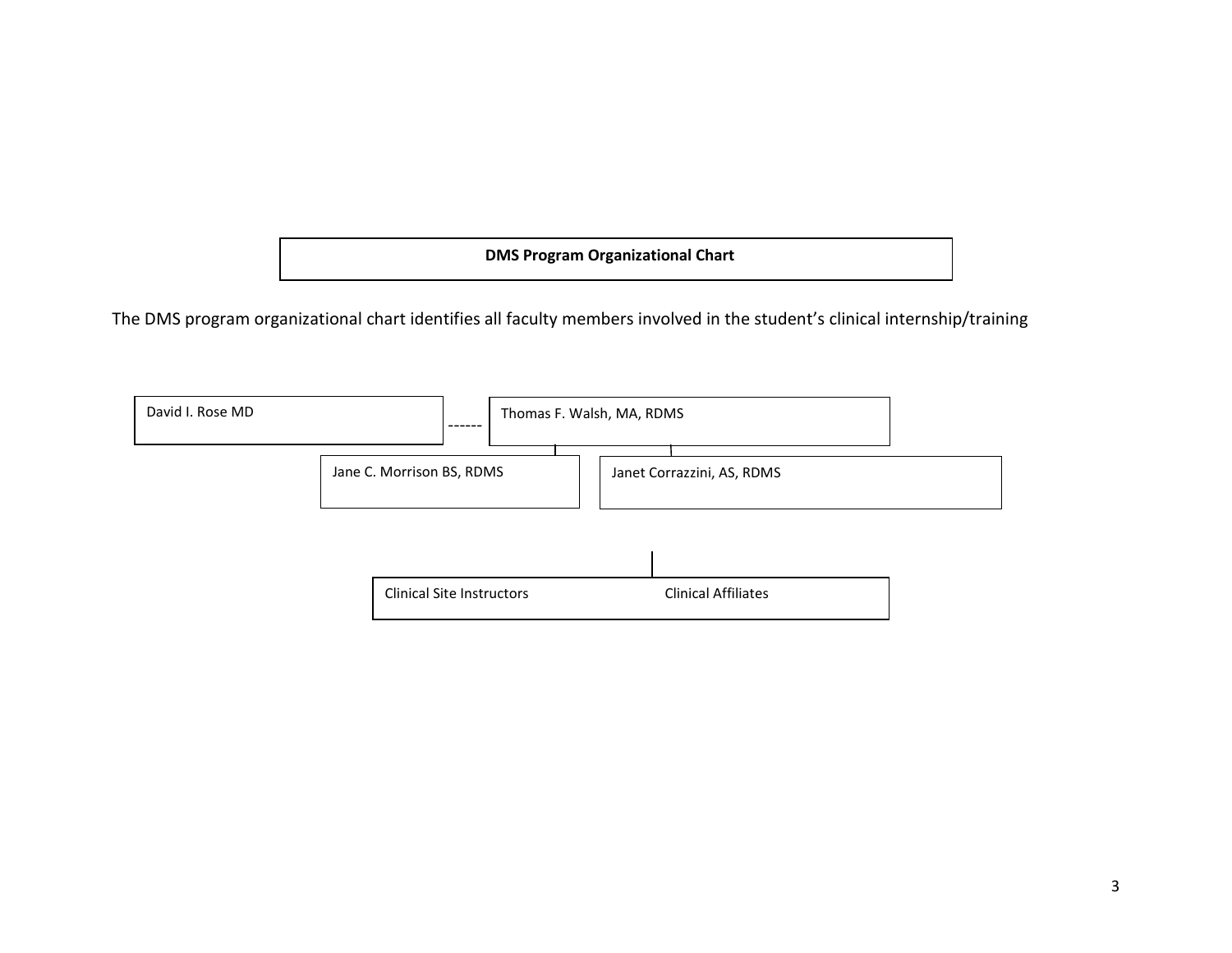## DMS Program Organizational Chart

The DMS program organizational chart identifies all faculty members involved in the student's clinical internship/training

David I. Rose MD ------ Thomas F. Walsh, MA, RDMS

Jane C. Morrison BS, RDMS

Janet Corrazzini, AS, RDMS

Clinical Site Instructors Clinical Affiliates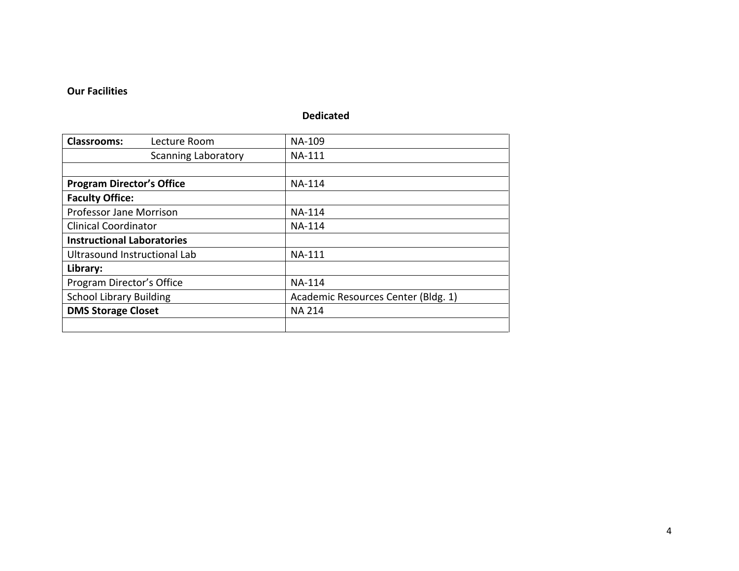**Our Facilities**

**Dedicated**

| | |
|---|---|
| **Classrooms:** Lecture Room | NA-109 |
| Scanning Laboratory | NA-111 |
| | |
| **Program Director's Office** | NA-114 |
| **Faculty Office:** | |
| Professor Jane Morrison | NA-114 |
| Clinical Coordinator | NA-114 |
| **Instructional Laboratories** | |
| Ultrasound Instructional Lab | NA-111 |
| **Library:** | |
| Program Director's Office | NA-114 |
| School Library Building | Academic Resources Center (Bldg. 1) |
| **DMS Storage Closet** | NA 214 |
| | |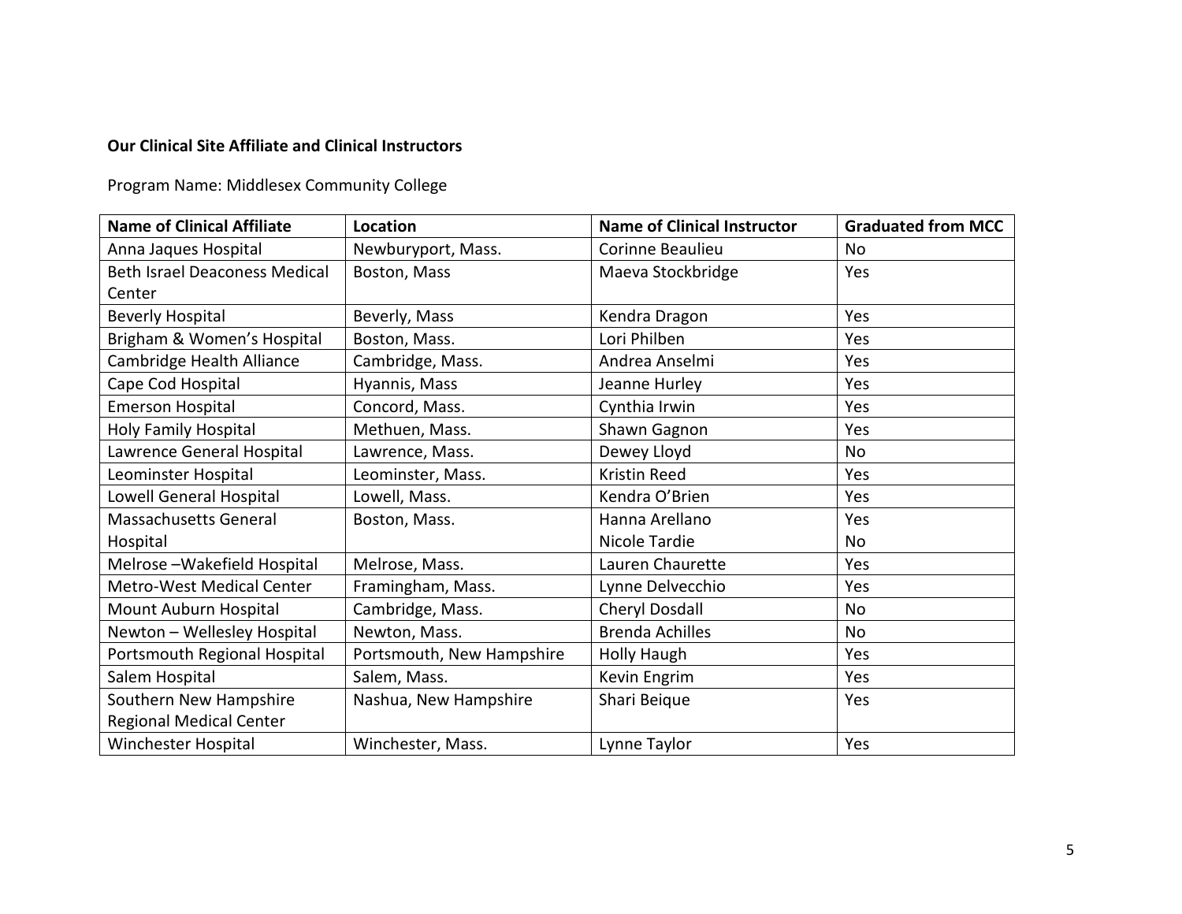**Our Clinical Site Affiliate and Clinical Instructors**

Program Name: Middlesex Community College

| Name of Clinical Affiliate | Location | Name of Clinical Instructor | Graduated from MCC |
|---|---|---|---|
| Anna Jaques Hospital | Newburyport, Mass. | Corinne Beaulieu | No |
| Beth Israel Deaconess Medical Center | Boston, Mass | Maeva Stockbridge | Yes |
| Beverly Hospital | Beverly, Mass | Kendra Dragon | Yes |
| Brigham & Women's Hospital | Boston, Mass. | Lori Philben | Yes |
| Cambridge Health Alliance | Cambridge, Mass. | Andrea Anselmi | Yes |
| Cape Cod Hospital | Hyannis, Mass | Jeanne Hurley | Yes |
| Emerson Hospital | Concord, Mass. | Cynthia Irwin | Yes |
| Holy Family Hospital | Methuen, Mass. | Shawn Gagnon | Yes |
| Lawrence General Hospital | Lawrence, Mass. | Dewey Lloyd | No |
| Leominster Hospital | Leominster, Mass. | Kristin Reed | Yes |
| Lowell General Hospital | Lowell, Mass. | Kendra O'Brien | Yes |
| Massachusetts General Hospital | Boston, Mass. | Hanna Arellano<br>Nicole Tardie | Yes<br>No |
| Melrose –Wakefield Hospital | Melrose, Mass. | Lauren Chaurette | Yes |
| Metro-West Medical Center | Framingham, Mass. | Lynne Delvecchio | Yes |
| Mount Auburn Hospital | Cambridge, Mass. | Cheryl Dosdall | No |
| Newton – Wellesley Hospital | Newton, Mass. | Brenda Achilles | No |
| Portsmouth Regional Hospital | Portsmouth, New Hampshire | Holly Haugh | Yes |
| Salem Hospital | Salem, Mass. | Kevin Engrim | Yes |
| Southern New Hampshire Regional Medical Center | Nashua, New Hampshire | Shari Beique | Yes |
| Winchester Hospital | Winchester, Mass. | Lynne Taylor | Yes |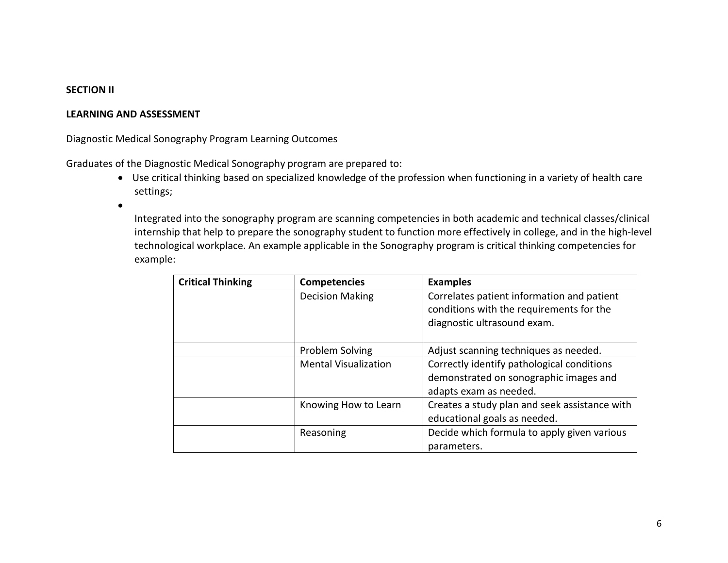**SECTION II**

**LEARNING AND ASSESSMENT**

Diagnostic Medical Sonography Program Learning Outcomes

Graduates of the Diagnostic Medical Sonography program are prepared to:

- Use critical thinking based on specialized knowledge of the profession when functioning in a variety of health care settings;
- Integrated into the sonography program are scanning competencies in both academic and technical classes/clinical internship that help to prepare the sonography student to function more effectively in college, and in the high-level technological workplace. An example applicable in the Sonography program is critical thinking competencies for example:

| **Critical Thinking** | **Competencies** | **Examples** |
|---|---|---|
| | Decision Making | Correlates patient information and patient conditions with the requirements for the diagnostic ultrasound exam. |
| | Problem Solving | Adjust scanning techniques as needed. |
| | Mental Visualization | Correctly identify pathological conditions demonstrated on sonographic images and adapts exam as needed. |
| | Knowing How to Learn | Creates a study plan and seek assistance with educational goals as needed. |
| | Reasoning | Decide which formula to apply given various parameters. |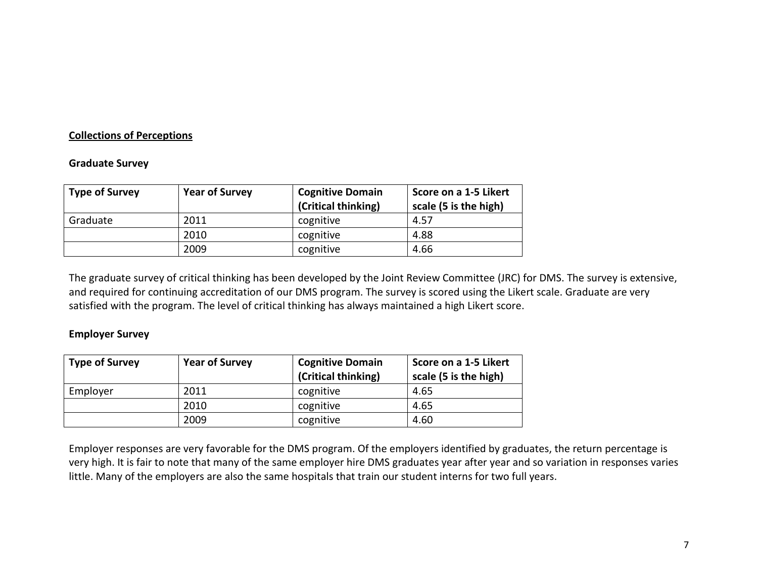**<u>Collections of Perceptions</u>**

**Graduate Survey**

| Type of Survey | Year of Survey | Cognitive Domain (Critical thinking) | Score on a 1-5 Likert scale (5 is the high) |
|---|---|---|---|
| Graduate | 2011 | cognitive | 4.57 |
| | 2010 | cognitive | 4.88 |
| | 2009 | cognitive | 4.66 |

The graduate survey of critical thinking has been developed by the Joint Review Committee (JRC) for DMS. The survey is extensive, and required for continuing accreditation of our DMS program. The survey is scored using the Likert scale. Graduate are very satisfied with the program. The level of critical thinking has always maintained a high Likert score.

**Employer Survey**

| Type of Survey | Year of Survey | Cognitive Domain (Critical thinking) | Score on a 1-5 Likert scale (5 is the high) |
|---|---|---|---|
| Employer | 2011 | cognitive | 4.65 |
| | 2010 | cognitive | 4.65 |
| | 2009 | cognitive | 4.60 |

Employer responses are very favorable for the DMS program. Of the employers identified by graduates, the return percentage is very high. It is fair to note that many of the same employer hire DMS graduates year after year and so variation in responses varies little. Many of the employers are also the same hospitals that train our student interns for two full years.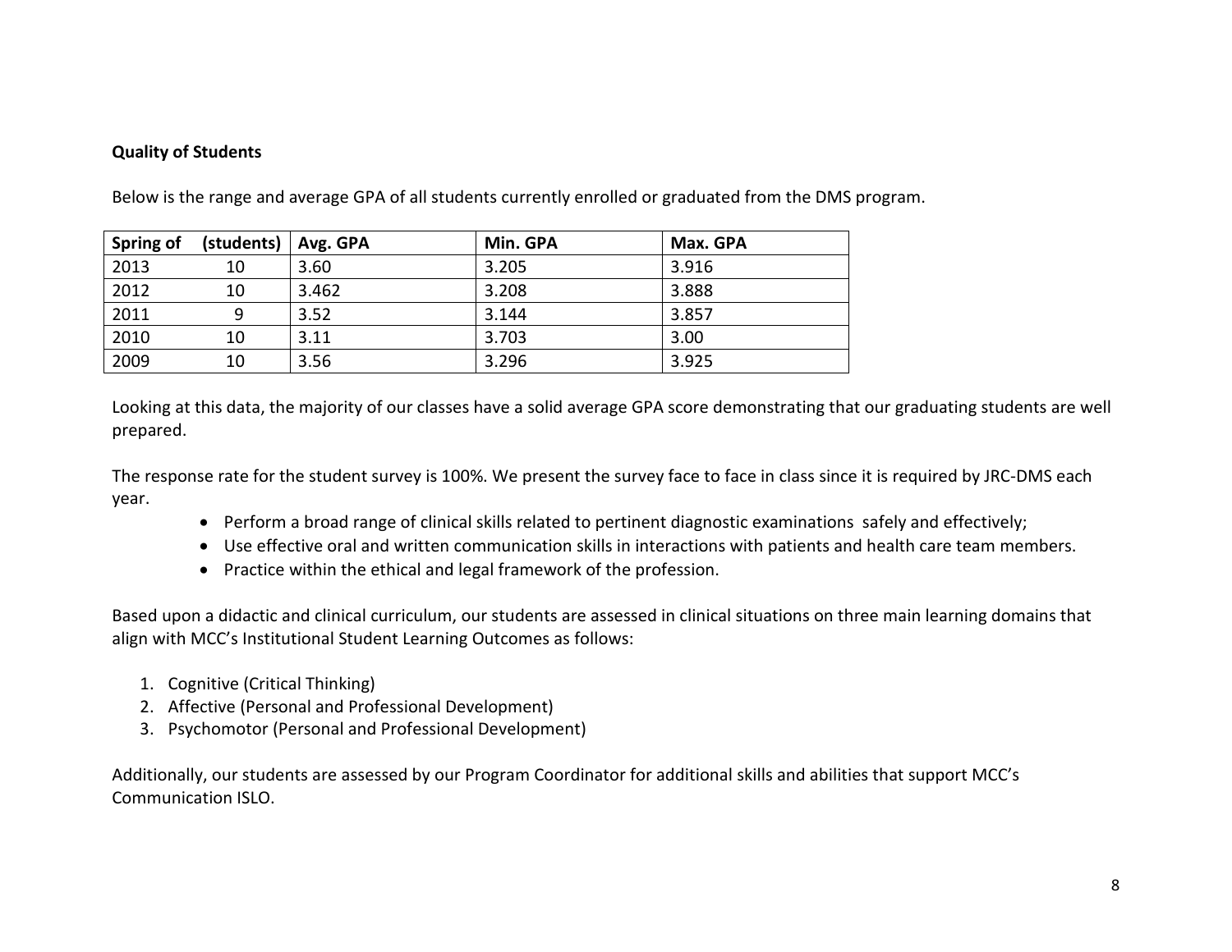**Quality of Students**

Below is the range and average GPA of all students currently enrolled or graduated from the DMS program.

| Spring of (students) | Avg. GPA | Min. GPA | Max. GPA |
|---|---|---|---|
| 2013 10 | 3.60 | 3.205 | 3.916 |
| 2012 10 | 3.462 | 3.208 | 3.888 |
| 2011 9 | 3.52 | 3.144 | 3.857 |
| 2010 10 | 3.11 | 3.703 | 3.00 |
| 2009 10 | 3.56 | 3.296 | 3.925 |

Looking at this data, the majority of our classes have a solid average GPA score demonstrating that our graduating students are well prepared.

The response rate for the student survey is 100%. We present the survey face to face in class since it is required by JRC-DMS each year.

- Perform a broad range of clinical skills related to pertinent diagnostic examinations safely and effectively;
- Use effective oral and written communication skills in interactions with patients and health care team members.
- Practice within the ethical and legal framework of the profession.

Based upon a didactic and clinical curriculum, our students are assessed in clinical situations on three main learning domains that align with MCC's Institutional Student Learning Outcomes as follows:

1. Cognitive (Critical Thinking)
2. Affective (Personal and Professional Development)
3. Psychomotor (Personal and Professional Development)

Additionally, our students are assessed by our Program Coordinator for additional skills and abilities that support MCC's Communication ISLO.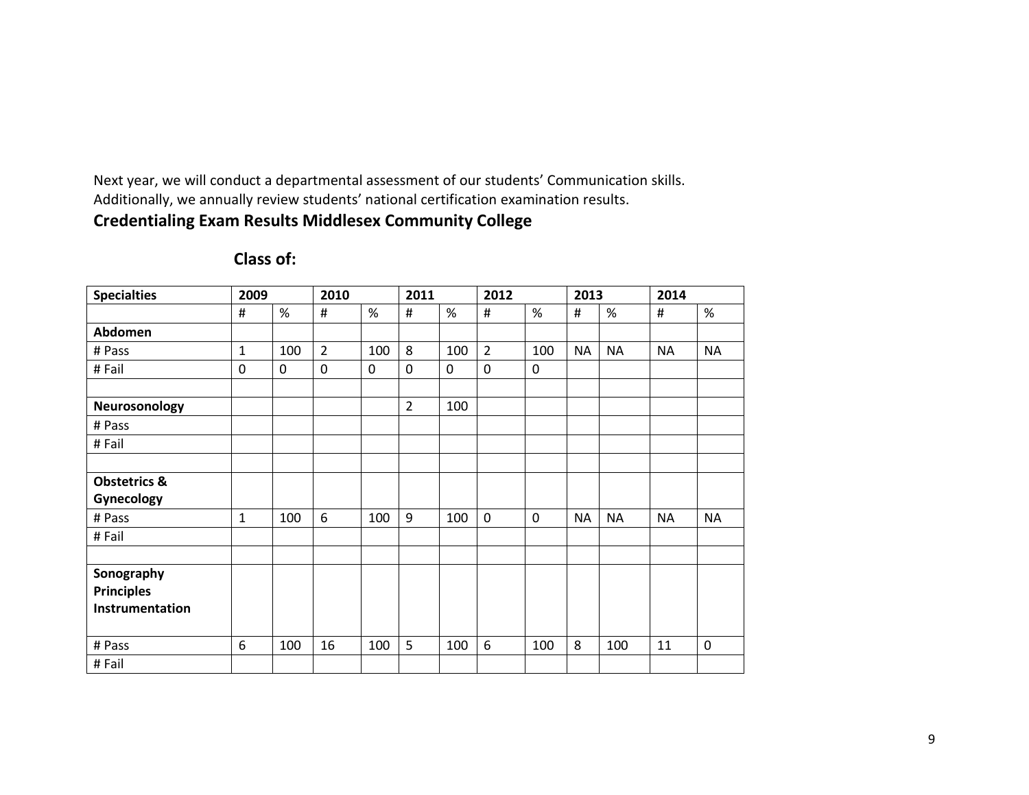Next year, we will conduct a departmental assessment of our students' Communication skills. Additionally, we annually review students' national certification examination results.

**Credentialing Exam Results Middlesex Community College**

**Class of:**

| Specialties | 2009 | | 2010 | | 2011 | | 2012 | | 2013 | | 2014 | |
|---|---|---|---|---|---|---|---|---|---|---|---|---|
| | # | % | # | % | # | % | # | % | # | % | # | % |
| **Abdomen** | | | | | | | | | | | | |
| # Pass | 1 | 100 | 2 | 100 | 8 | 100 | 2 | 100 | NA | NA | NA | NA |
| # Fail | 0 | 0 | 0 | 0 | 0 | 0 | 0 | 0 | | | | |
| | | | | | | | | | | | | |
| **Neurosonology** | | | | | 2 | 100 | | | | | | |
| # Pass | | | | | | | | | | | | |
| # Fail | | | | | | | | | | | | |
| | | | | | | | | | | | | |
| **Obstetrics & Gynecology** | | | | | | | | | | | | |
| # Pass | 1 | 100 | 6 | 100 | 9 | 100 | 0 | 0 | NA | NA | NA | NA |
| # Fail | | | | | | | | | | | | |
| | | | | | | | | | | | | |
| **Sonography Principles Instrumentation** | | | | | | | | | | | | |
| # Pass | 6 | 100 | 16 | 100 | 5 | 100 | 6 | 100 | 8 | 100 | 11 | 0 |
| # Fail | | | | | | | | | | | | |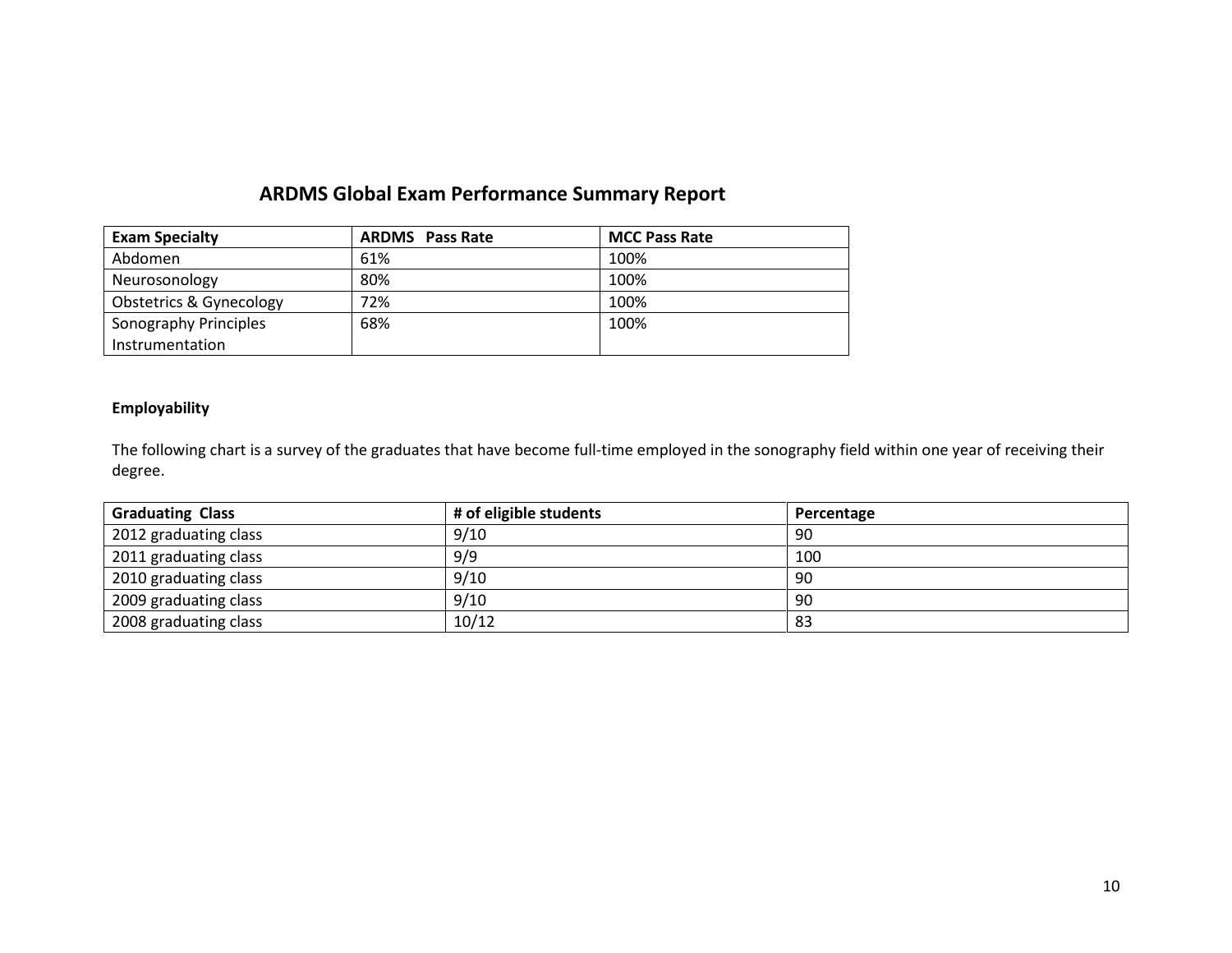## ARDMS Global Exam Performance Summary Report

| Exam Specialty | ARDMS Pass Rate | MCC Pass Rate |
|---|---|---|
| Abdomen | 61% | 100% |
| Neurosonology | 80% | 100% |
| Obstetrics & Gynecology | 72% | 100% |
| Sonography Principles Instrumentation | 68% | 100% |

**Employability**

The following chart is a survey of the graduates that have become full-time employed in the sonography field within one year of receiving their degree.

| Graduating Class | # of eligible students | Percentage |
|---|---|---|
| 2012 graduating class | 9/10 | 90 |
| 2011 graduating class | 9/9 | 100 |
| 2010 graduating class | 9/10 | 90 |
| 2009 graduating class | 9/10 | 90 |
| 2008 graduating class | 10/12 | 83 |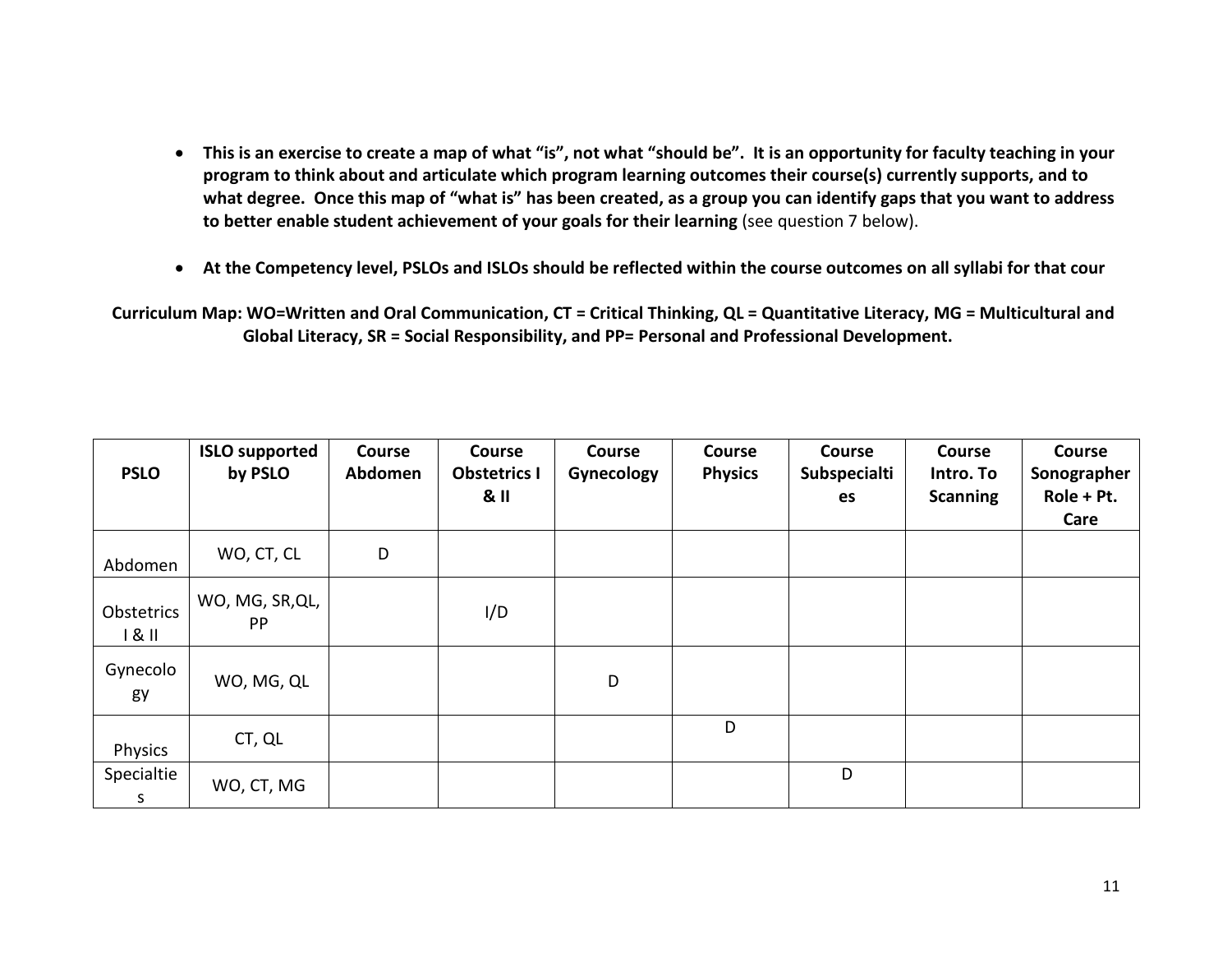- **This is an exercise to create a map of what "is", not what "should be". It is an opportunity for faculty teaching in your program to think about and articulate which program learning outcomes their course(s) currently supports, and to what degree. Once this map of "what is" has been created, as a group you can identify gaps that you want to address to better enable student achievement of your goals for their learning** (see question 7 below).

- **At the Competency level, PSLOs and ISLOs should be reflected within the course outcomes on all syllabi for that cour**

**Curriculum Map: WO=Written and Oral Communication, CT = Critical Thinking, QL = Quantitative Literacy, MG = Multicultural and Global Literacy, SR = Social Responsibility, and PP= Personal and Professional Development.**

| PSLO | ISLO supported by PSLO | Course Abdomen | Course Obstetrics I & II | Course Gynecology | Course Physics | Course Subspecialties | Course Intro. To Scanning | Course Sonographer Role + Pt. Care |
|---|---|---|---|---|---|---|---|---|
| Abdomen | WO, CT, CL | D | | | | | | |
| Obstetrics I & II | WO, MG, SR,QL, PP | | I/D | | | | | |
| Gynecology | WO, MG, QL | | | D | | | | |
| Physics | CT, QL | | | | D | | | |
| Specialties | WO, CT, MG | | | | | D | | |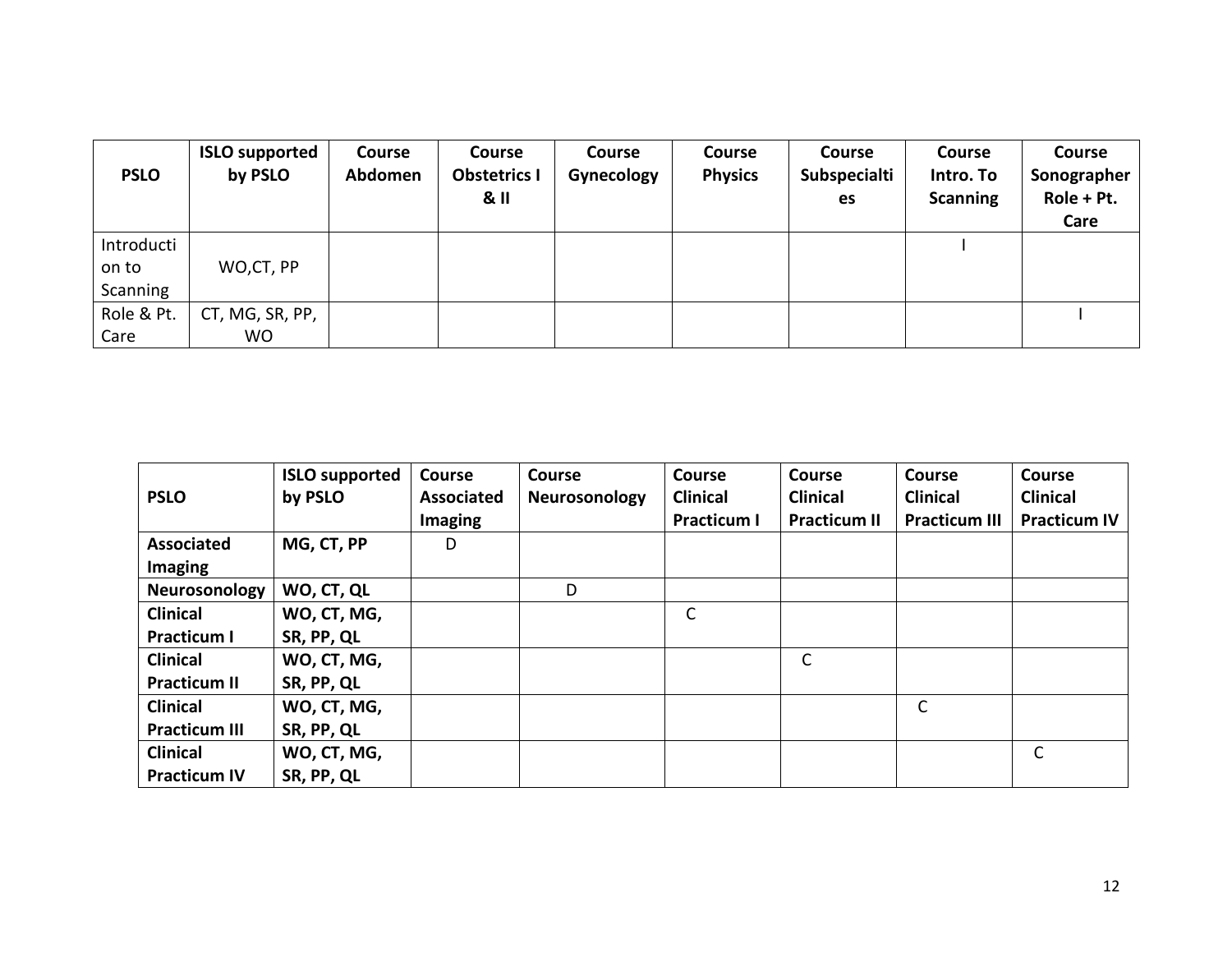| PSLO | ISLO supported by PSLO | Course Abdomen | Course Obstetrics I & II | Course Gynecology | Course Physics | Course Subspecialties | Course Intro. To Scanning | Course Sonographer Role + Pt. Care |
|---|---|---|---|---|---|---|---|---|
| Introduction to Scanning | WO,CT, PP | | | | | | I | |
| Role & Pt. Care | CT, MG, SR, PP, WO | | | | | | | I |

| PSLO | ISLO supported by PSLO | Course Associated Imaging | Course Neurosonology | Course Clinical Practicum I | Course Clinical Practicum II | Course Clinical Practicum III | Course Clinical Practicum IV |
|---|---|---|---|---|---|---|---|
| **Associated Imaging** | **MG, CT, PP** | D | | | | | |
| **Neurosonology** | **WO, CT, QL** | | D | | | | |
| **Clinical Practicum I** | **WO, CT, MG, SR, PP, QL** | | | C | | | |
| **Clinical Practicum II** | **WO, CT, MG, SR, PP, QL** | | | | C | | |
| **Clinical Practicum III** | **WO, CT, MG, SR, PP, QL** | | | | | C | |
| **Clinical Practicum IV** | **WO, CT, MG, SR, PP, QL** | | | | | | C |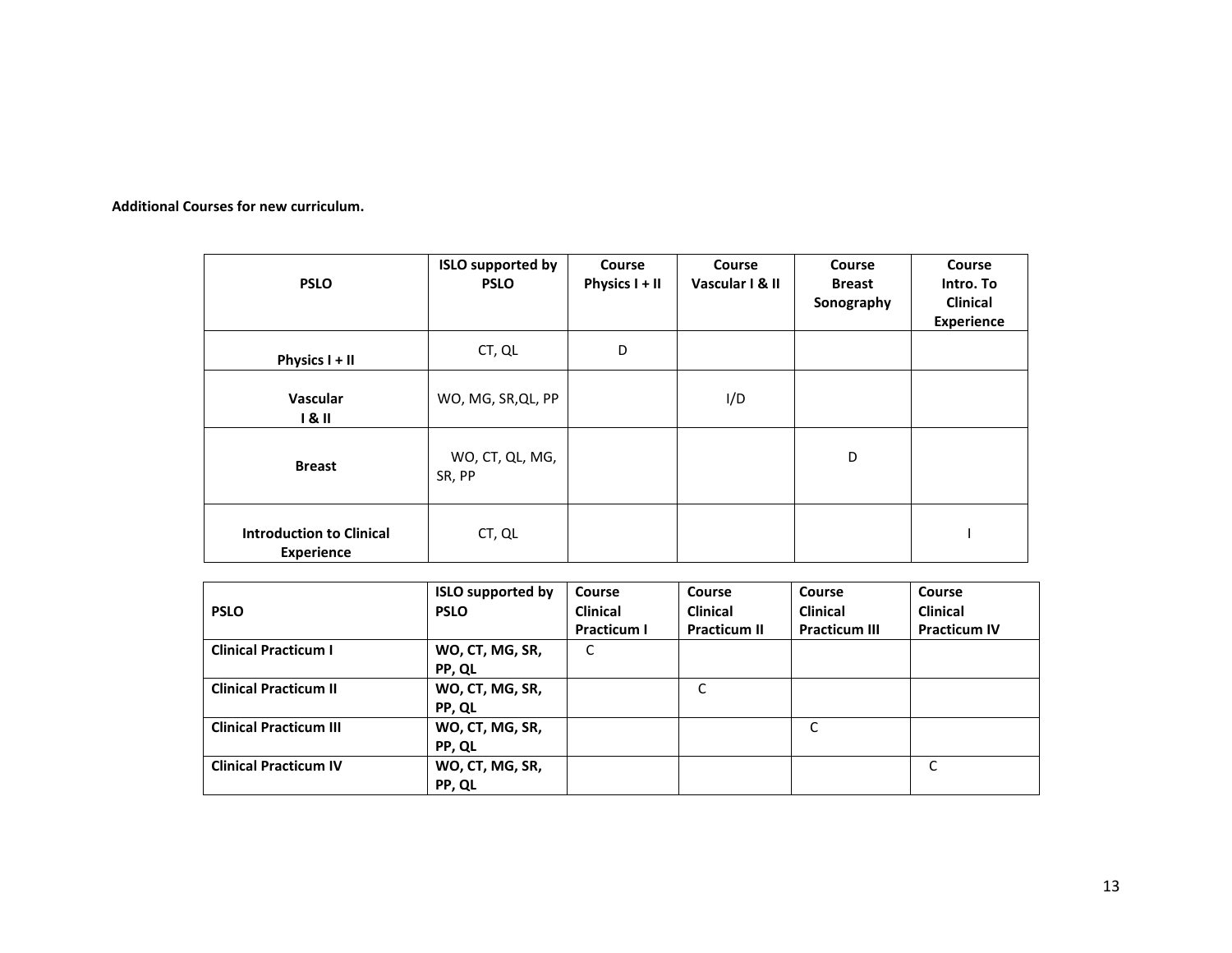**Additional Courses for new curriculum.**

| PSLO | ISLO supported by PSLO | Course Physics I + II | Course Vascular I & II | Course Breast Sonography | Course Intro. To Clinical Experience |
|---|---|---|---|---|---|
| **Physics I + II** | CT, QL | D | | | |
| **Vascular I & II** | WO, MG, SR,QL, PP | | I/D | | |
| **Breast** | WO, CT, QL, MG, SR, PP | | | D | |
| **Introduction to Clinical Experience** | CT, QL | | | | I |

| PSLO | ISLO supported by PSLO | Course Clinical Practicum I | Course Clinical Practicum II | Course Clinical Practicum III | Course Clinical Practicum IV |
|---|---|---|---|---|---|
| **Clinical Practicum I** | **WO, CT, MG, SR, PP, QL** | C | | | |
| **Clinical Practicum II** | **WO, CT, MG, SR, PP, QL** | | C | | |
| **Clinical Practicum III** | **WO, CT, MG, SR, PP, QL** | | | C | |
| **Clinical Practicum IV** | **WO, CT, MG, SR, PP, QL** | | | | C |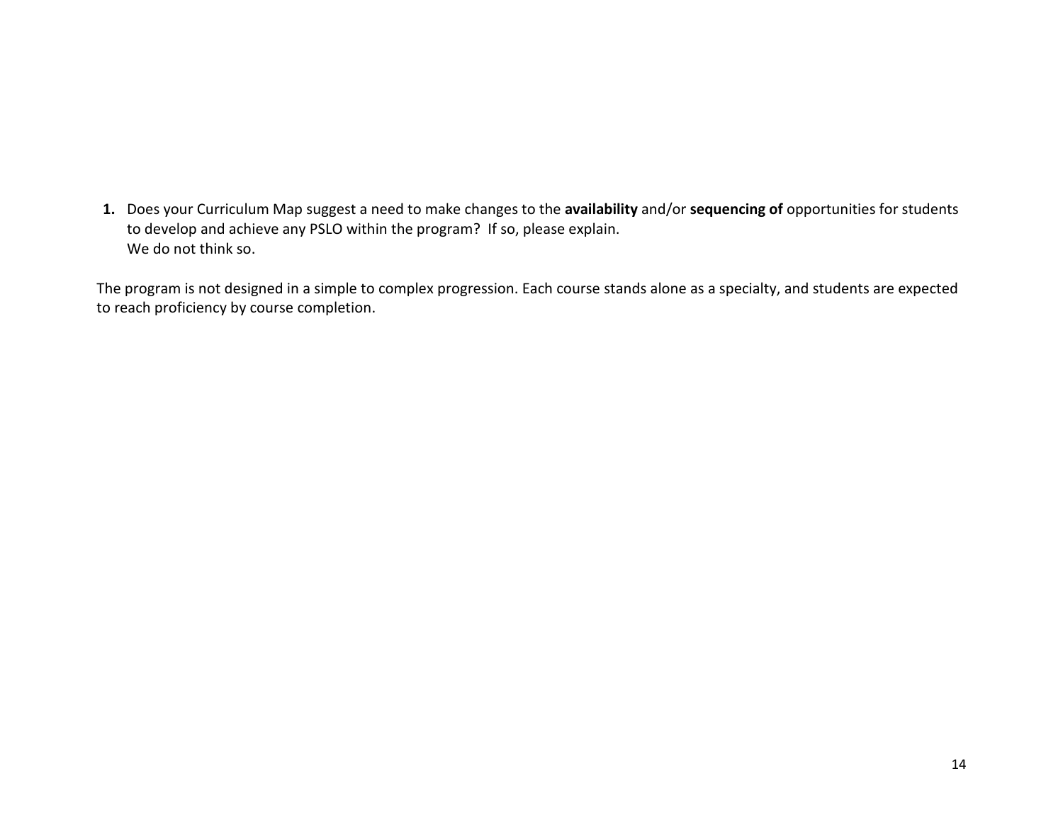1. Does your Curriculum Map suggest a need to make changes to the **availability** and/or **sequencing of** opportunities for students to develop and achieve any PSLO within the program? If so, please explain.
   We do not think so.

The program is not designed in a simple to complex progression. Each course stands alone as a specialty, and students are expected to reach proficiency by course completion.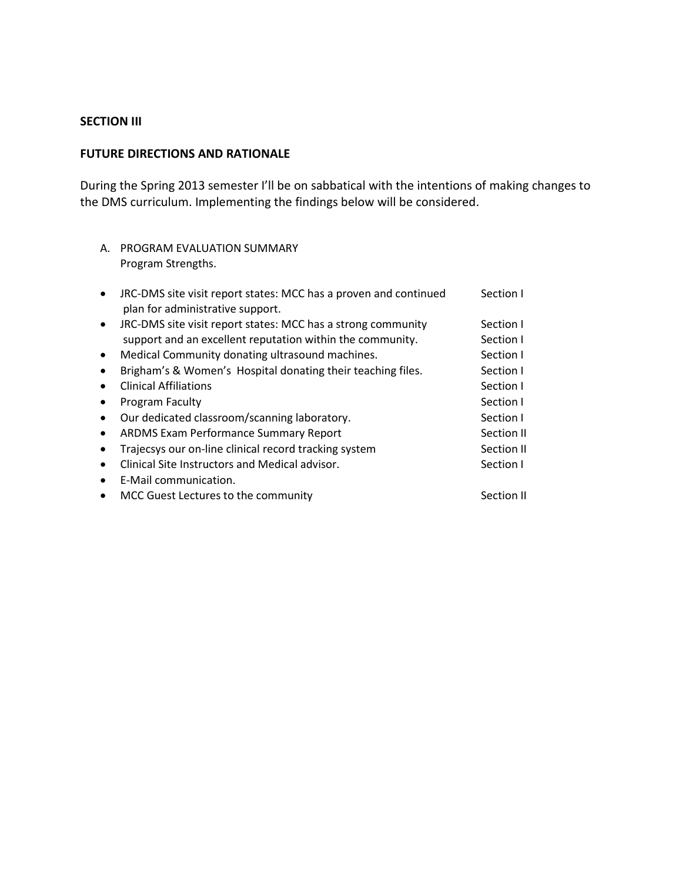**SECTION III**

**FUTURE DIRECTIONS AND RATIONALE**

During the Spring 2013 semester I'll be on sabbatical with the intentions of making changes to the DMS curriculum. Implementing the findings below will be considered.

A. PROGRAM EVALUATION SUMMARY
Program Strengths.

| | |
|---|---|
| • JRC-DMS site visit report states: MCC has a proven and continued plan for administrative support. | Section I |
| • JRC-DMS site visit report states: MCC has a strong community support and an excellent reputation within the community. | Section I<br>Section I |
| • Medical Community donating ultrasound machines. | Section I |
| • Brigham's & Women's Hospital donating their teaching files. | Section I |
| • Clinical Affiliations | Section I |
| • Program Faculty | Section I |
| • Our dedicated classroom/scanning laboratory. | Section I |
| • ARDMS Exam Performance Summary Report | Section II |
| • Trajecsys our on-line clinical record tracking system | Section II |
| • Clinical Site Instructors and Medical advisor. | Section I |
| • E-Mail communication. | |
| • MCC Guest Lectures to the community | Section II |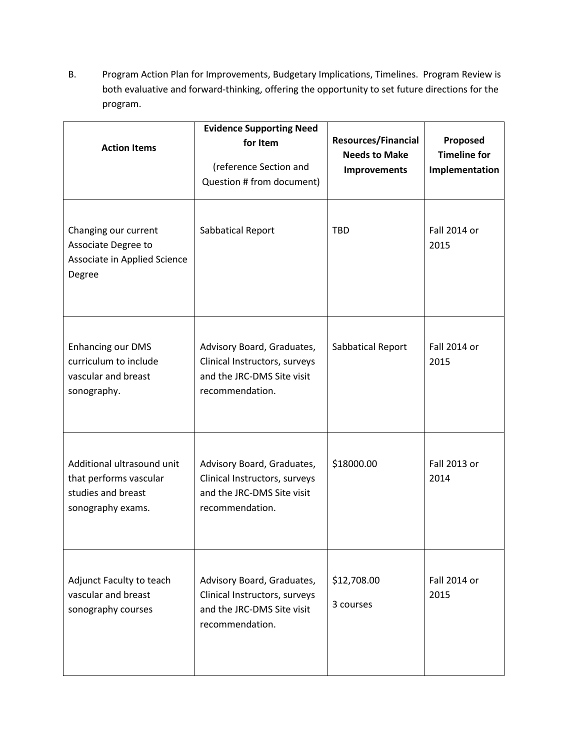B. Program Action Plan for Improvements, Budgetary Implications, Timelines. Program Review is both evaluative and forward-thinking, offering the opportunity to set future directions for the program.

| Action Items | Evidence Supporting Need for Item (reference Section and Question # from document) | Resources/Financial Needs to Make Improvements | Proposed Timeline for Implementation |
|---|---|---|---|
| Changing our current Associate Degree to Associate in Applied Science Degree | Sabbatical Report | TBD | Fall 2014 or 2015 |
| Enhancing our DMS curriculum to include vascular and breast sonography. | Advisory Board, Graduates, Clinical Instructors, surveys and the JRC-DMS Site visit recommendation. | Sabbatical Report | Fall 2014 or 2015 |
| Additional ultrasound unit that performs vascular studies and breast sonography exams. | Advisory Board, Graduates, Clinical Instructors, surveys and the JRC-DMS Site visit recommendation. | $18000.00 | Fall 2013 or 2014 |
| Adjunct Faculty to teach vascular and breast sonography courses | Advisory Board, Graduates, Clinical Instructors, surveys and the JRC-DMS Site visit recommendation. | $12,708.00<br>3 courses | Fall 2014 or 2015 |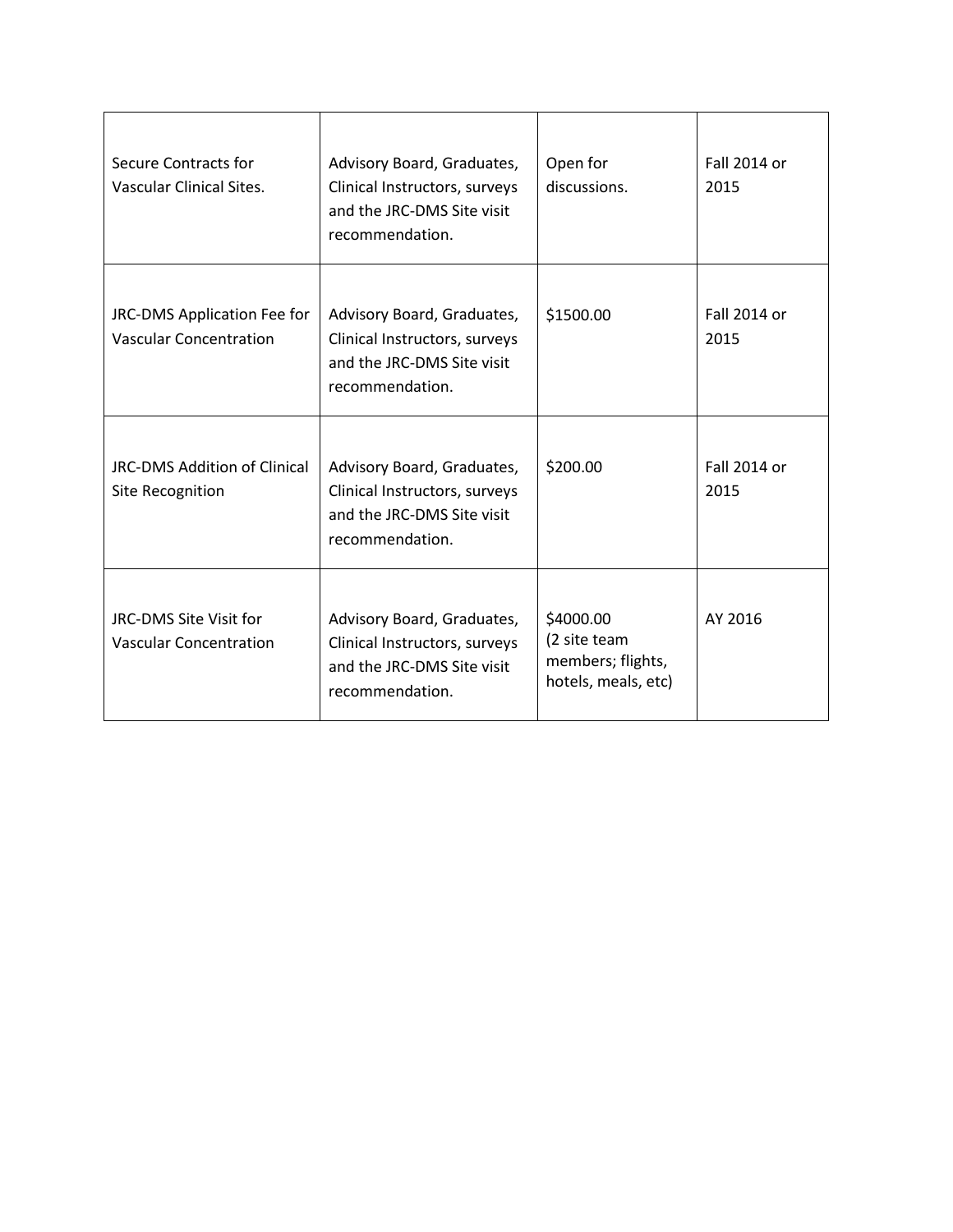| | | | |
|---|---|---|---|
| Secure Contracts for Vascular Clinical Sites. | Advisory Board, Graduates, Clinical Instructors, surveys and the JRC-DMS Site visit recommendation. | Open for discussions. | Fall 2014 or 2015 |
| JRC-DMS Application Fee for Vascular Concentration | Advisory Board, Graduates, Clinical Instructors, surveys and the JRC-DMS Site visit recommendation. | $1500.00 | Fall 2014 or 2015 |
| JRC-DMS Addition of Clinical Site Recognition | Advisory Board, Graduates, Clinical Instructors, surveys and the JRC-DMS Site visit recommendation. | $200.00 | Fall 2014 or 2015 |
| JRC-DMS Site Visit for Vascular Concentration | Advisory Board, Graduates, Clinical Instructors, surveys and the JRC-DMS Site visit recommendation. | $4000.00 (2 site team members; flights, hotels, meals, etc) | AY 2016 |